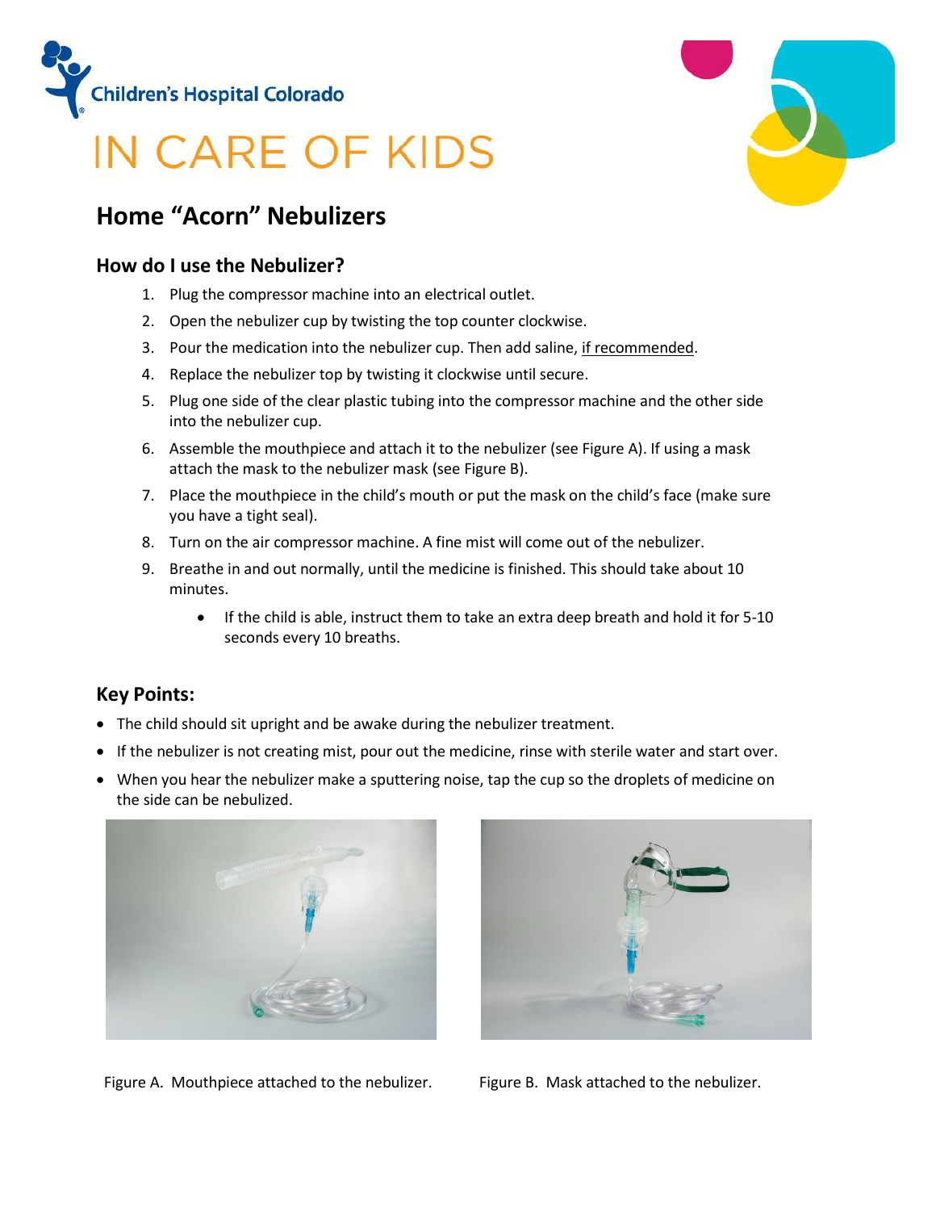Children's Hospital Colorado

# IN CARE OF KIDS

## Home "Acorn" Nebulizers

### How do I use the Nebulizer?

1. Plug the compressor machine into an electrical outlet.
2. Open the nebulizer cup by twisting the top counter clockwise.
3. Pour the medication into the nebulizer cup. Then add saline, <u>if recommended</u>.
4. Replace the nebulizer top by twisting it clockwise until secure.
5. Plug one side of the clear plastic tubing into the compressor machine and the other side into the nebulizer cup.
6. Assemble the mouthpiece and attach it to the nebulizer (see Figure A). If using a mask attach the mask to the nebulizer mask (see Figure B).
7. Place the mouthpiece in the child's mouth or put the mask on the child's face (make sure you have a tight seal).
8. Turn on the air compressor machine. A fine mist will come out of the nebulizer.
9. Breathe in and out normally, until the medicine is finished. This should take about 10 minutes.
   - If the child is able, instruct them to take an extra deep breath and hold it for 5-10 seconds every 10 breaths.

### Key Points:

- The child should sit upright and be awake during the nebulizer treatment.
- If the nebulizer is not creating mist, pour out the medicine, rinse with sterile water and start over.
- When you hear the nebulizer make a sputtering noise, tap the cup so the droplets of medicine on the side can be nebulized.

Figure A. Mouthpiece attached to the nebulizer.

Figure B. Mask attached to the nebulizer.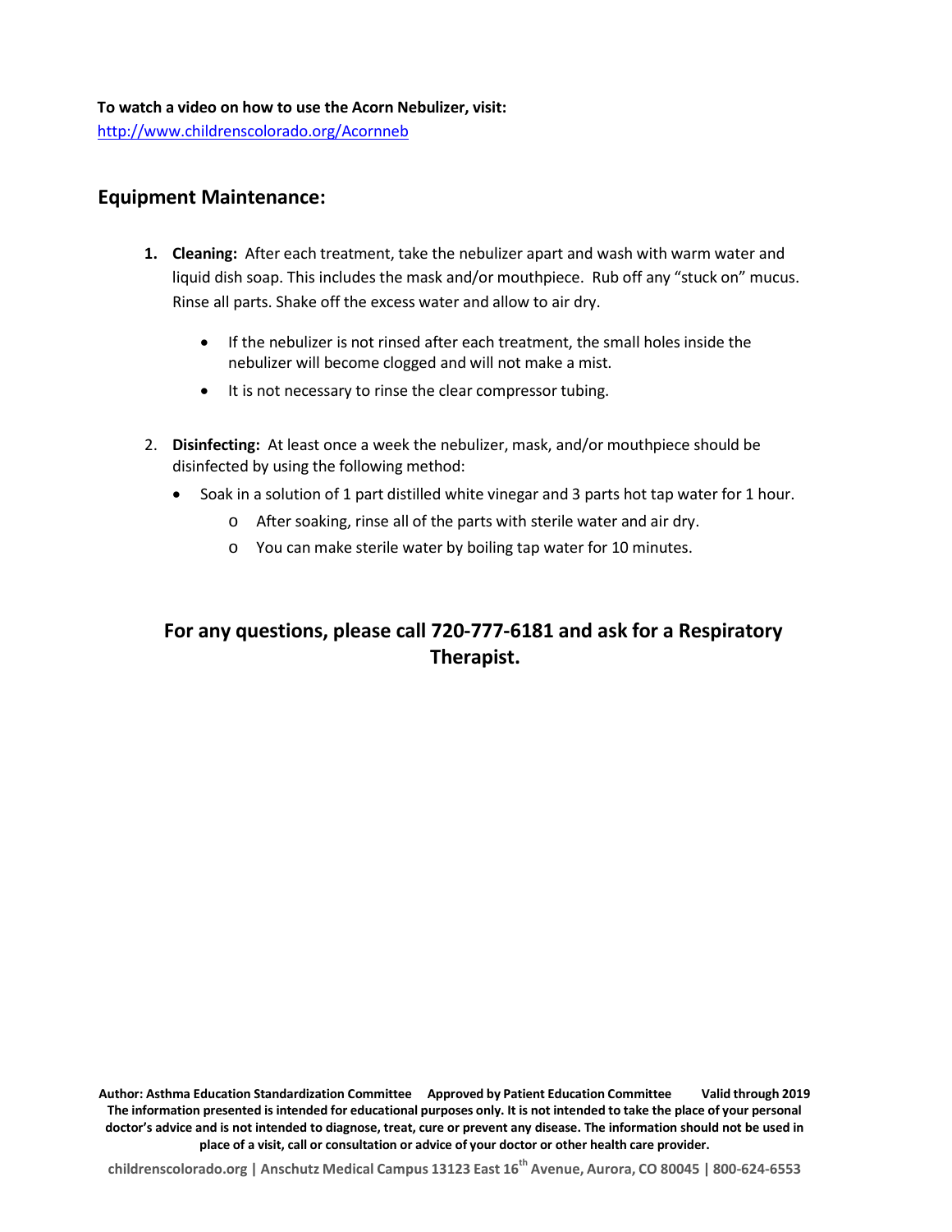**To watch a video on how to use the Acorn Nebulizer, visit:**
[http://www.childrenscolorado.org/Acornneb](http://www.childrenscolorado.org/Acornneb)

## Equipment Maintenance:

1. **Cleaning:** After each treatment, take the nebulizer apart and wash with warm water and liquid dish soap. This includes the mask and/or mouthpiece. Rub off any "stuck on" mucus. Rinse all parts. Shake off the excess water and allow to air dry.
   - If the nebulizer is not rinsed after each treatment, the small holes inside the nebulizer will become clogged and will not make a mist.
   - It is not necessary to rinse the clear compressor tubing.

2. **Disinfecting:** At least once a week the nebulizer, mask, and/or mouthpiece should be disinfected by using the following method:
   - Soak in a solution of 1 part distilled white vinegar and 3 parts hot tap water for 1 hour.
     - After soaking, rinse all of the parts with sterile water and air dry.
     - You can make sterile water by boiling tap water for 10 minutes.

## For any questions, please call 720-777-6181 and ask for a Respiratory Therapist.

**Author: Asthma Education Standardization Committee  Approved by Patient Education Committee  Valid through 2019**
**The information presented is intended for educational purposes only. It is not intended to take the place of your personal doctor's advice and is not intended to diagnose, treat, cure or prevent any disease. The information should not be used in place of a visit, call or consultation or advice of your doctor or other health care provider.**

**childrenscolorado.org | Anschutz Medical Campus 13123 East 16th Avenue, Aurora, CO 80045 | 800-624-6553**